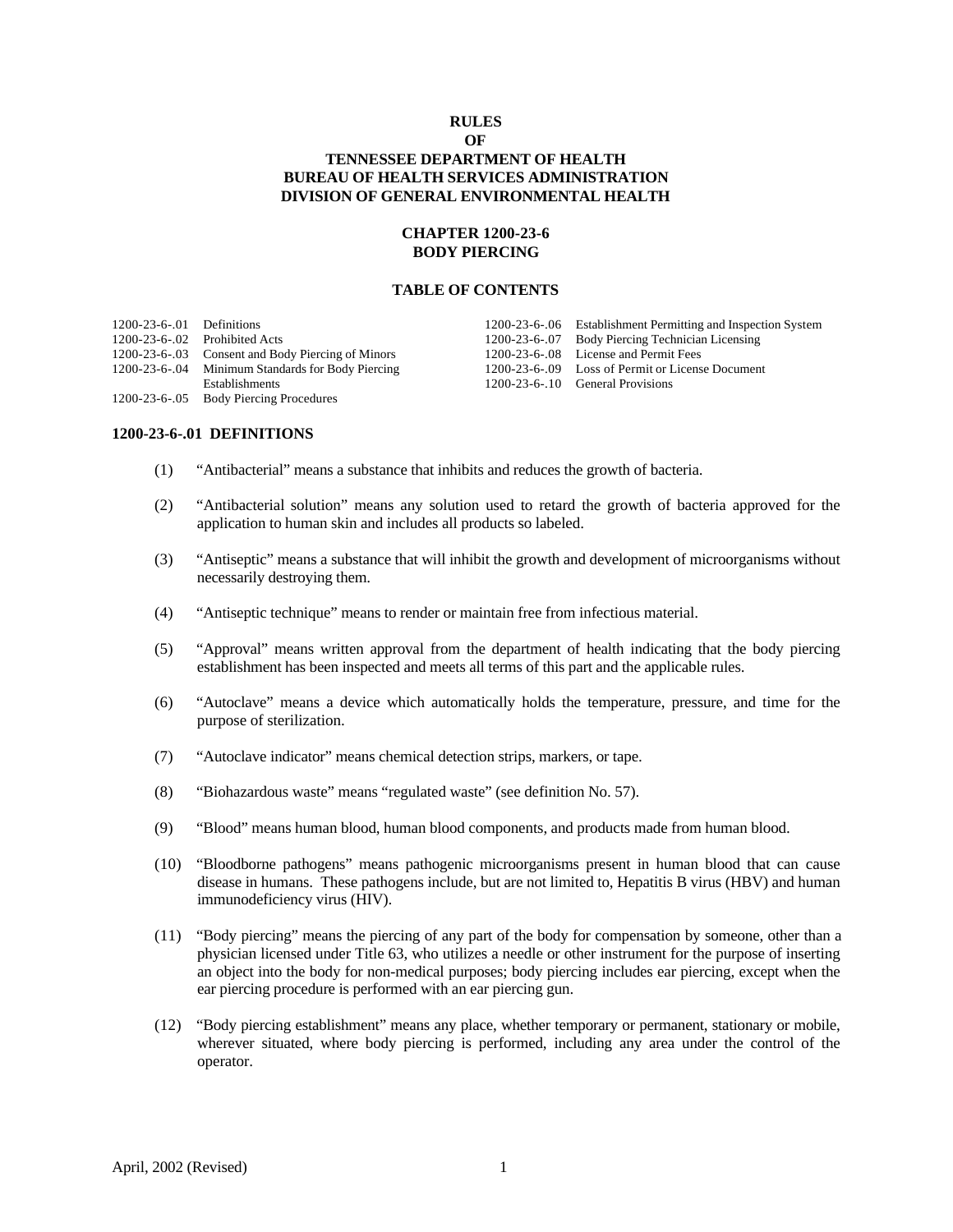# RULES
# OF
# TENNESSEE DEPARTMENT OF HEALTH
# BUREAU OF HEALTH SERVICES ADMINISTRATION
# DIVISION OF GENERAL ENVIRONMENTAL HEALTH

## CHAPTER 1200-23-6
## BODY PIERCING

### TABLE OF CONTENTS

| | | | |
|---|---|---|---|
| 1200-23-6-.01 | Definitions | 1200-23-6-.06 | Establishment Permitting and Inspection System |
| 1200-23-6-.02 | Prohibited Acts | 1200-23-6-.07 | Body Piercing Technician Licensing |
| 1200-23-6-.03 | Consent and Body Piercing of Minors | 1200-23-6-.08 | License and Permit Fees |
| 1200-23-6-.04 | Minimum Standards for Body Piercing Establishments | 1200-23-6-.09 | Loss of Permit or License Document |
| 1200-23-6-.05 | Body Piercing Procedures | 1200-23-6-.10 | General Provisions |

### 1200-23-6-.01 DEFINITIONS

(1) "Antibacterial" means a substance that inhibits and reduces the growth of bacteria.

(2) "Antibacterial solution" means any solution used to retard the growth of bacteria approved for the application to human skin and includes all products so labeled.

(3) "Antiseptic" means a substance that will inhibit the growth and development of microorganisms without necessarily destroying them.

(4) "Antiseptic technique" means to render or maintain free from infectious material.

(5) "Approval" means written approval from the department of health indicating that the body piercing establishment has been inspected and meets all terms of this part and the applicable rules.

(6) "Autoclave" means a device which automatically holds the temperature, pressure, and time for the purpose of sterilization.

(7) "Autoclave indicator" means chemical detection strips, markers, or tape.

(8) "Biohazardous waste" means "regulated waste" (see definition No. 57).

(9) "Blood" means human blood, human blood components, and products made from human blood.

(10) "Bloodborne pathogens" means pathogenic microorganisms present in human blood that can cause disease in humans. These pathogens include, but are not limited to, Hepatitis B virus (HBV) and human immunodeficiency virus (HIV).

(11) "Body piercing" means the piercing of any part of the body for compensation by someone, other than a physician licensed under Title 63, who utilizes a needle or other instrument for the purpose of inserting an object into the body for non-medical purposes; body piercing includes ear piercing, except when the ear piercing procedure is performed with an ear piercing gun.

(12) "Body piercing establishment" means any place, whether temporary or permanent, stationary or mobile, wherever situated, where body piercing is performed, including any area under the control of the operator.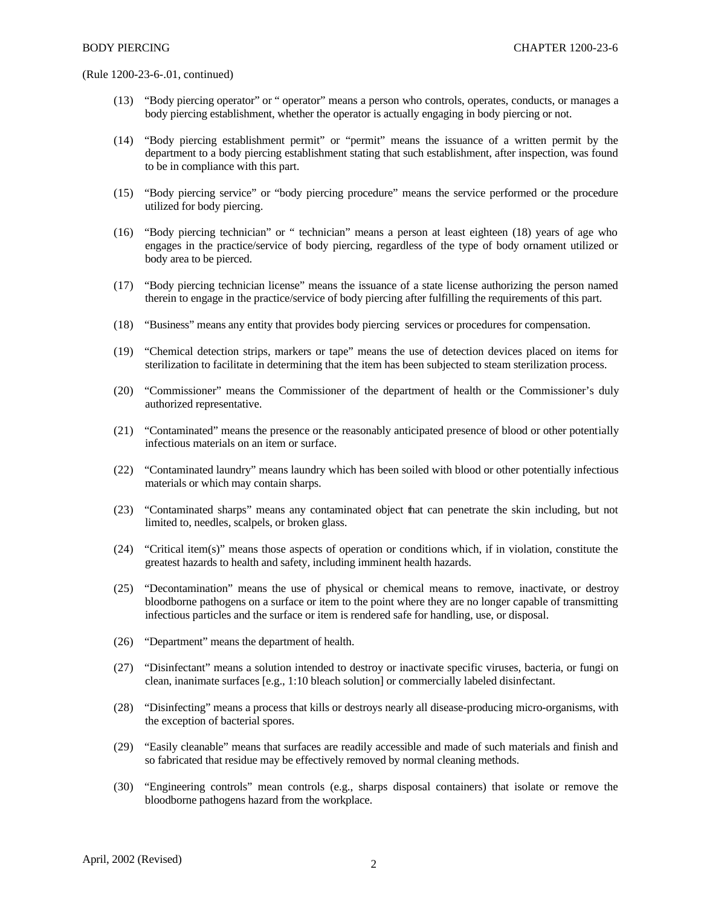(Rule 1200-23-6-.01, continued)

(13) "Body piercing operator" or " operator" means a person who controls, operates, conducts, or manages a body piercing establishment, whether the operator is actually engaging in body piercing or not.

(14) "Body piercing establishment permit" or "permit" means the issuance of a written permit by the department to a body piercing establishment stating that such establishment, after inspection, was found to be in compliance with this part.

(15) "Body piercing service" or "body piercing procedure" means the service performed or the procedure utilized for body piercing.

(16) "Body piercing technician" or " technician" means a person at least eighteen (18) years of age who engages in the practice/service of body piercing, regardless of the type of body ornament utilized or body area to be pierced.

(17) "Body piercing technician license" means the issuance of a state license authorizing the person named therein to engage in the practice/service of body piercing after fulfilling the requirements of this part.

(18) "Business" means any entity that provides body piercing services or procedures for compensation.

(19) "Chemical detection strips, markers or tape" means the use of detection devices placed on items for sterilization to facilitate in determining that the item has been subjected to steam sterilization process.

(20) "Commissioner" means the Commissioner of the department of health or the Commissioner's duly authorized representative.

(21) "Contaminated" means the presence or the reasonably anticipated presence of blood or other potentially infectious materials on an item or surface.

(22) "Contaminated laundry" means laundry which has been soiled with blood or other potentially infectious materials or which may contain sharps.

(23) "Contaminated sharps" means any contaminated object that can penetrate the skin including, but not limited to, needles, scalpels, or broken glass.

(24) "Critical item(s)" means those aspects of operation or conditions which, if in violation, constitute the greatest hazards to health and safety, including imminent health hazards.

(25) "Decontamination" means the use of physical or chemical means to remove, inactivate, or destroy bloodborne pathogens on a surface or item to the point where they are no longer capable of transmitting infectious particles and the surface or item is rendered safe for handling, use, or disposal.

(26) "Department" means the department of health.

(27) "Disinfectant" means a solution intended to destroy or inactivate specific viruses, bacteria, or fungi on clean, inanimate surfaces [e.g., 1:10 bleach solution] or commercially labeled disinfectant.

(28) "Disinfecting" means a process that kills or destroys nearly all disease-producing micro-organisms, with the exception of bacterial spores.

(29) "Easily cleanable" means that surfaces are readily accessible and made of such materials and finish and so fabricated that residue may be effectively removed by normal cleaning methods.

(30) "Engineering controls" mean controls (e.g., sharps disposal containers) that isolate or remove the bloodborne pathogens hazard from the workplace.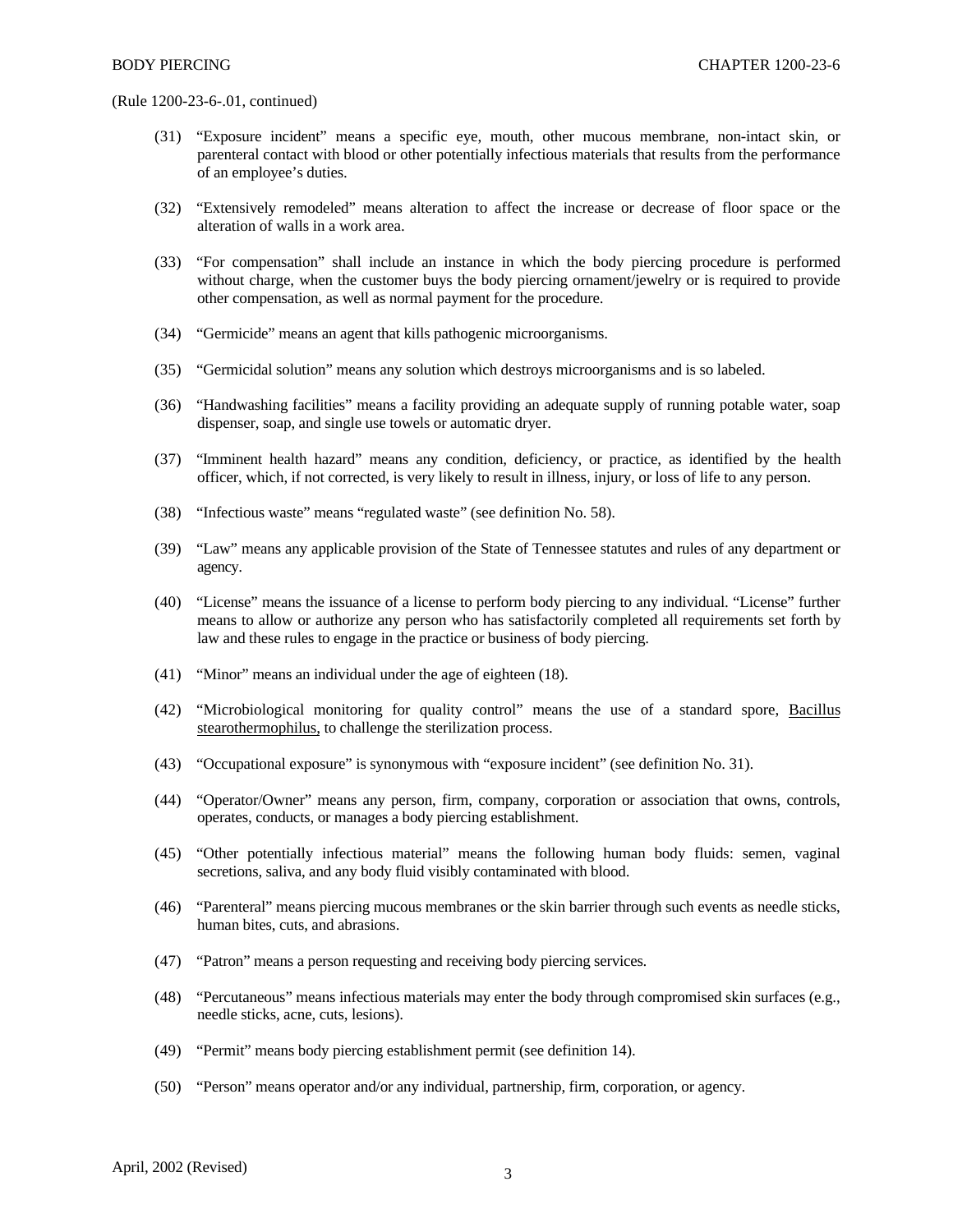(Rule 1200-23-6-.01, continued)

(31) "Exposure incident" means a specific eye, mouth, other mucous membrane, non-intact skin, or parenteral contact with blood or other potentially infectious materials that results from the performance of an employee's duties.

(32) "Extensively remodeled" means alteration to affect the increase or decrease of floor space or the alteration of walls in a work area.

(33) "For compensation" shall include an instance in which the body piercing procedure is performed without charge, when the customer buys the body piercing ornament/jewelry or is required to provide other compensation, as well as normal payment for the procedure.

(34) "Germicide" means an agent that kills pathogenic microorganisms.

(35) "Germicidal solution" means any solution which destroys microorganisms and is so labeled.

(36) "Handwashing facilities" means a facility providing an adequate supply of running potable water, soap dispenser, soap, and single use towels or automatic dryer.

(37) "Imminent health hazard" means any condition, deficiency, or practice, as identified by the health officer, which, if not corrected, is very likely to result in illness, injury, or loss of life to any person.

(38) "Infectious waste" means "regulated waste" (see definition No. 58).

(39) "Law" means any applicable provision of the State of Tennessee statutes and rules of any department or agency.

(40) "License" means the issuance of a license to perform body piercing to any individual. "License" further means to allow or authorize any person who has satisfactorily completed all requirements set forth by law and these rules to engage in the practice or business of body piercing.

(41) "Minor" means an individual under the age of eighteen (18).

(42) "Microbiological monitoring for quality control" means the use of a standard spore, Bacillus stearothermophilus, to challenge the sterilization process.

(43) "Occupational exposure" is synonymous with "exposure incident" (see definition No. 31).

(44) "Operator/Owner" means any person, firm, company, corporation or association that owns, controls, operates, conducts, or manages a body piercing establishment.

(45) "Other potentially infectious material" means the following human body fluids: semen, vaginal secretions, saliva, and any body fluid visibly contaminated with blood.

(46) "Parenteral" means piercing mucous membranes or the skin barrier through such events as needle sticks, human bites, cuts, and abrasions.

(47) "Patron" means a person requesting and receiving body piercing services.

(48) "Percutaneous" means infectious materials may enter the body through compromised skin surfaces (e.g., needle sticks, acne, cuts, lesions).

(49) "Permit" means body piercing establishment permit (see definition 14).

(50) "Person" means operator and/or any individual, partnership, firm, corporation, or agency.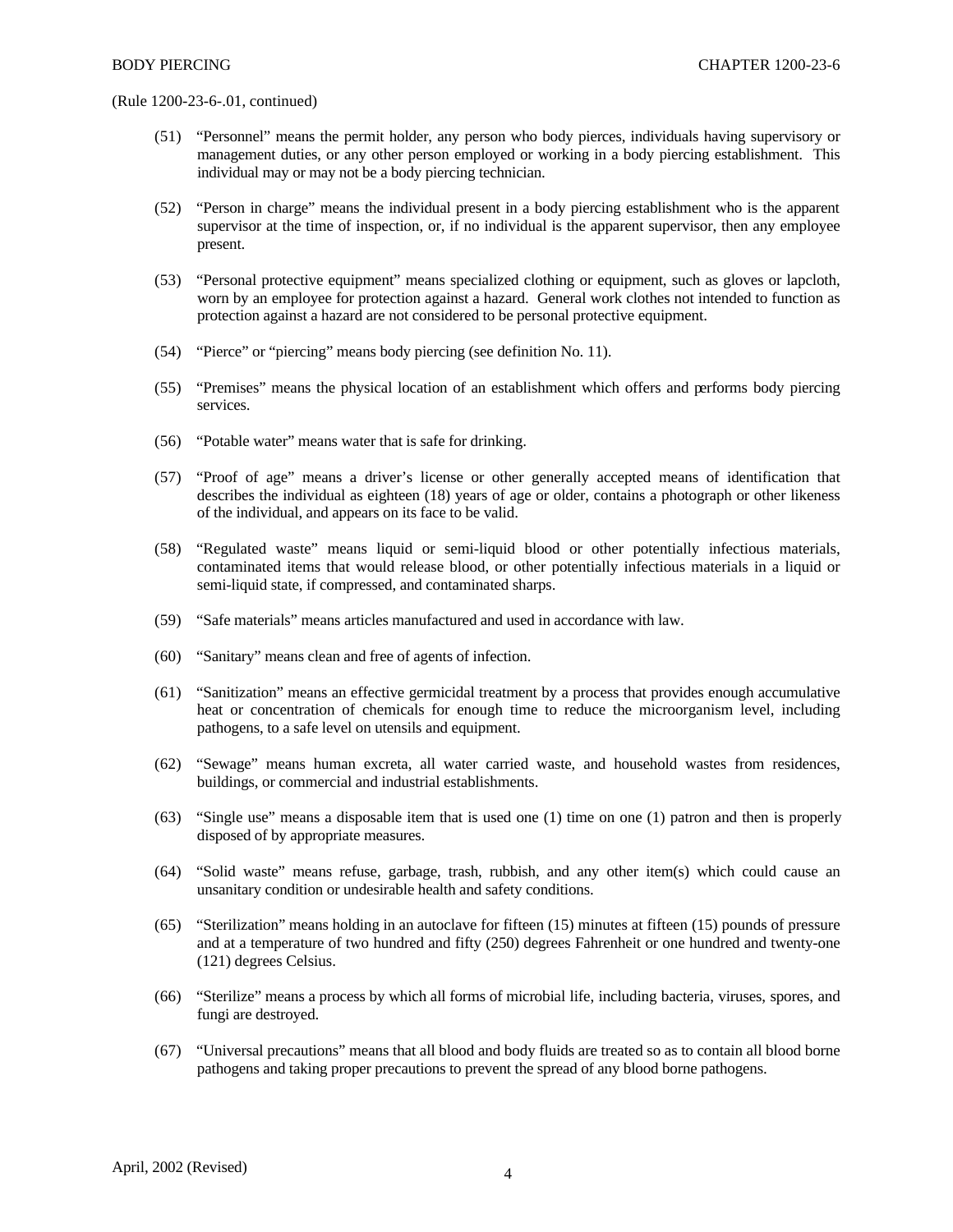(Rule 1200-23-6-.01, continued)

(51) "Personnel" means the permit holder, any person who body pierces, individuals having supervisory or management duties, or any other person employed or working in a body piercing establishment. This individual may or may not be a body piercing technician.

(52) "Person in charge" means the individual present in a body piercing establishment who is the apparent supervisor at the time of inspection, or, if no individual is the apparent supervisor, then any employee present.

(53) "Personal protective equipment" means specialized clothing or equipment, such as gloves or lapcloth, worn by an employee for protection against a hazard. General work clothes not intended to function as protection against a hazard are not considered to be personal protective equipment.

(54) "Pierce" or "piercing" means body piercing (see definition No. 11).

(55) "Premises" means the physical location of an establishment which offers and performs body piercing services.

(56) "Potable water" means water that is safe for drinking.

(57) "Proof of age" means a driver's license or other generally accepted means of identification that describes the individual as eighteen (18) years of age or older, contains a photograph or other likeness of the individual, and appears on its face to be valid.

(58) "Regulated waste" means liquid or semi-liquid blood or other potentially infectious materials, contaminated items that would release blood, or other potentially infectious materials in a liquid or semi-liquid state, if compressed, and contaminated sharps.

(59) "Safe materials" means articles manufactured and used in accordance with law.

(60) "Sanitary" means clean and free of agents of infection.

(61) "Sanitization" means an effective germicidal treatment by a process that provides enough accumulative heat or concentration of chemicals for enough time to reduce the microorganism level, including pathogens, to a safe level on utensils and equipment.

(62) "Sewage" means human excreta, all water carried waste, and household wastes from residences, buildings, or commercial and industrial establishments.

(63) "Single use" means a disposable item that is used one (1) time on one (1) patron and then is properly disposed of by appropriate measures.

(64) "Solid waste" means refuse, garbage, trash, rubbish, and any other item(s) which could cause an unsanitary condition or undesirable health and safety conditions.

(65) "Sterilization" means holding in an autoclave for fifteen (15) minutes at fifteen (15) pounds of pressure and at a temperature of two hundred and fifty (250) degrees Fahrenheit or one hundred and twenty-one (121) degrees Celsius.

(66) "Sterilize" means a process by which all forms of microbial life, including bacteria, viruses, spores, and fungi are destroyed.

(67) "Universal precautions" means that all blood and body fluids are treated so as to contain all blood borne pathogens and taking proper precautions to prevent the spread of any blood borne pathogens.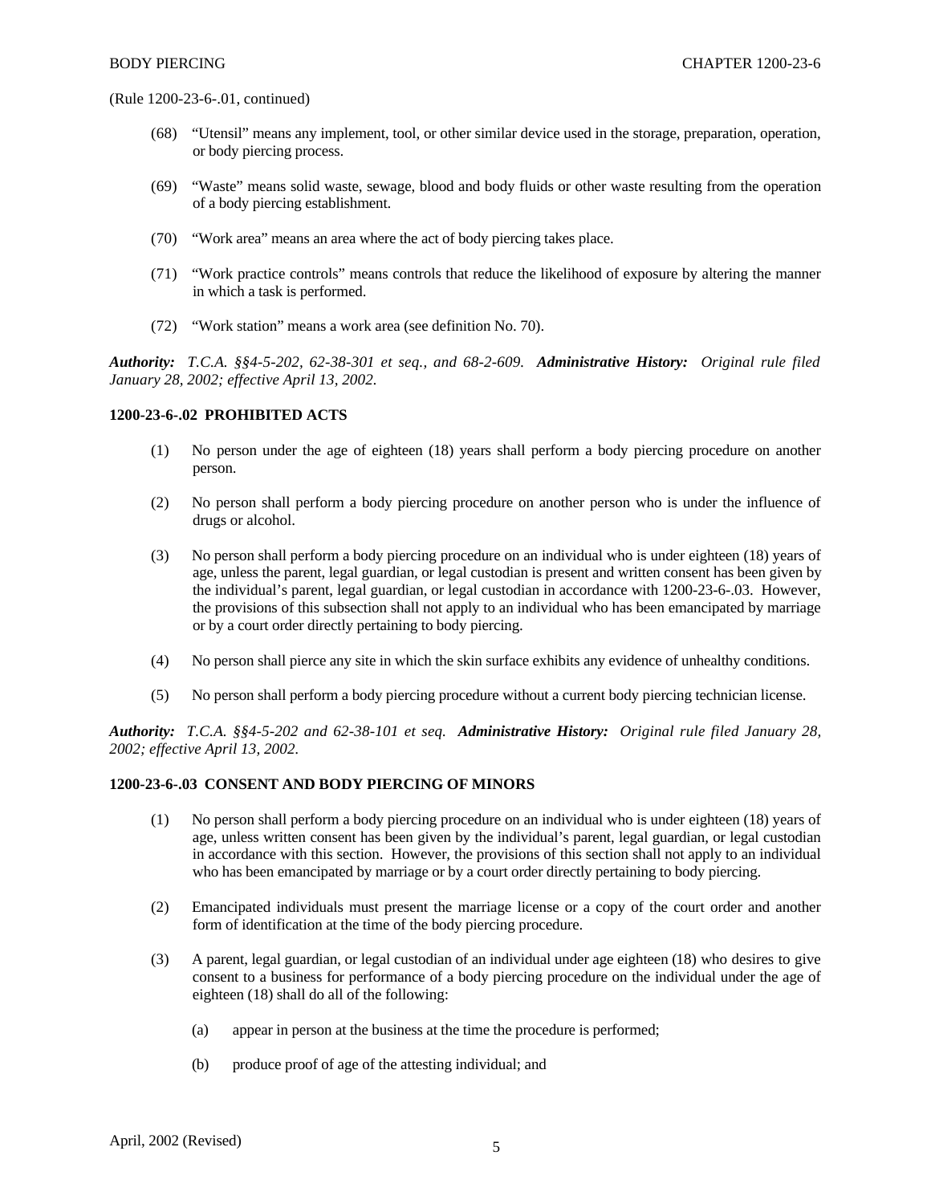(Rule 1200-23-6-.01, continued)

(68) "Utensil" means any implement, tool, or other similar device used in the storage, preparation, operation, or body piercing process.

(69) "Waste" means solid waste, sewage, blood and body fluids or other waste resulting from the operation of a body piercing establishment.

(70) "Work area" means an area where the act of body piercing takes place.

(71) "Work practice controls" means controls that reduce the likelihood of exposure by altering the manner in which a task is performed.

(72) "Work station" means a work area (see definition No. 70).

***Authority:*** *T.C.A. §§4-5-202, 62-38-301 et seq., and 68-2-609.* ***Administrative History:*** *Original rule filed January 28, 2002; effective April 13, 2002.*

**1200-23-6-.02 PROHIBITED ACTS**

(1) No person under the age of eighteen (18) years shall perform a body piercing procedure on another person.

(2) No person shall perform a body piercing procedure on another person who is under the influence of drugs or alcohol.

(3) No person shall perform a body piercing procedure on an individual who is under eighteen (18) years of age, unless the parent, legal guardian, or legal custodian is present and written consent has been given by the individual's parent, legal guardian, or legal custodian in accordance with 1200-23-6-.03. However, the provisions of this subsection shall not apply to an individual who has been emancipated by marriage or by a court order directly pertaining to body piercing.

(4) No person shall pierce any site in which the skin surface exhibits any evidence of unhealthy conditions.

(5) No person shall perform a body piercing procedure without a current body piercing technician license.

***Authority:*** *T.C.A. §§4-5-202 and 62-38-101 et seq.* ***Administrative History:*** *Original rule filed January 28, 2002; effective April 13, 2002.*

**1200-23-6-.03 CONSENT AND BODY PIERCING OF MINORS**

(1) No person shall perform a body piercing procedure on an individual who is under eighteen (18) years of age, unless written consent has been given by the individual's parent, legal guardian, or legal custodian in accordance with this section. However, the provisions of this section shall not apply to an individual who has been emancipated by marriage or by a court order directly pertaining to body piercing.

(2) Emancipated individuals must present the marriage license or a copy of the court order and another form of identification at the time of the body piercing procedure.

(3) A parent, legal guardian, or legal custodian of an individual under age eighteen (18) who desires to give consent to a business for performance of a body piercing procedure on the individual under the age of eighteen (18) shall do all of the following:

  (a) appear in person at the business at the time the procedure is performed;

  (b) produce proof of age of the attesting individual; and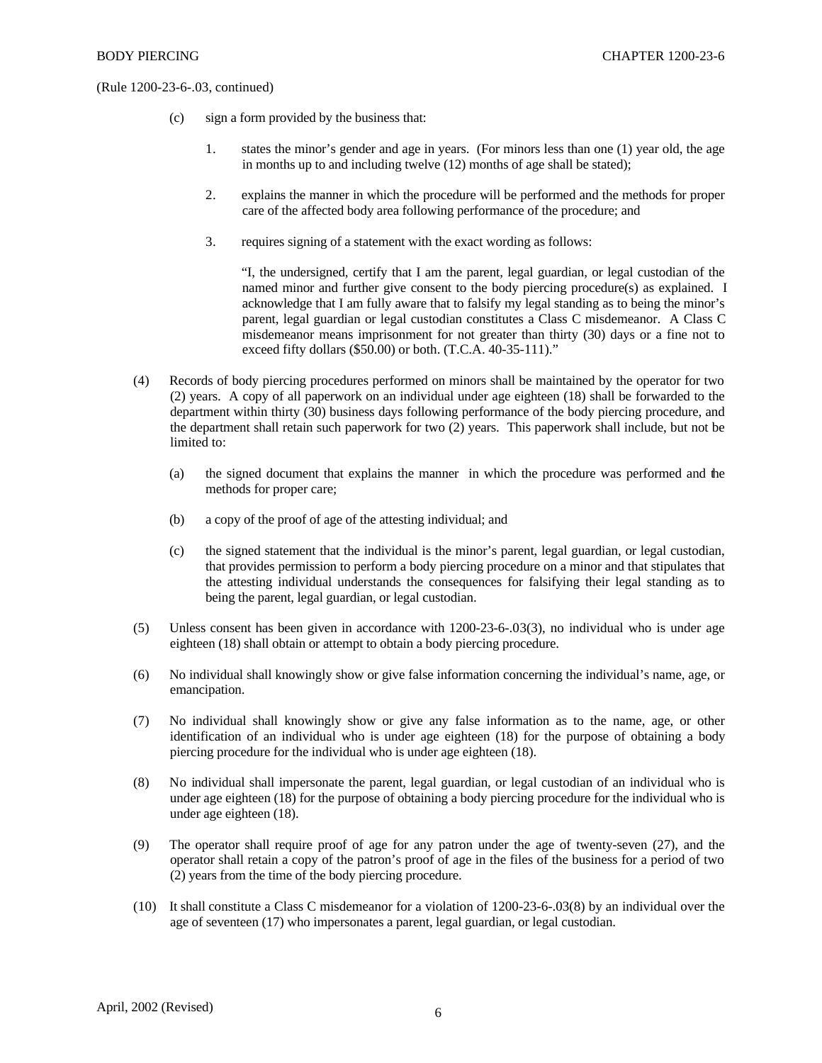(Rule 1200-23-6-.03, continued)

(c) sign a form provided by the business that:

1. states the minor's gender and age in years. (For minors less than one (1) year old, the age in months up to and including twelve (12) months of age shall be stated);

2. explains the manner in which the procedure will be performed and the methods for proper care of the affected body area following performance of the procedure; and

3. requires signing of a statement with the exact wording as follows:

"I, the undersigned, certify that I am the parent, legal guardian, or legal custodian of the named minor and further give consent to the body piercing procedure(s) as explained. I acknowledge that I am fully aware that to falsify my legal standing as to being the minor's parent, legal guardian or legal custodian constitutes a Class C misdemeanor. A Class C misdemeanor means imprisonment for not greater than thirty (30) days or a fine not to exceed fifty dollars ($50.00) or both. (T.C.A. 40-35-111)."

(4) Records of body piercing procedures performed on minors shall be maintained by the operator for two (2) years. A copy of all paperwork on an individual under age eighteen (18) shall be forwarded to the department within thirty (30) business days following performance of the body piercing procedure, and the department shall retain such paperwork for two (2) years. This paperwork shall include, but not be limited to:

(a) the signed document that explains the manner in which the procedure was performed and the methods for proper care;

(b) a copy of the proof of age of the attesting individual; and

(c) the signed statement that the individual is the minor's parent, legal guardian, or legal custodian, that provides permission to perform a body piercing procedure on a minor and that stipulates that the attesting individual understands the consequences for falsifying their legal standing as to being the parent, legal guardian, or legal custodian.

(5) Unless consent has been given in accordance with 1200-23-6-.03(3), no individual who is under age eighteen (18) shall obtain or attempt to obtain a body piercing procedure.

(6) No individual shall knowingly show or give false information concerning the individual's name, age, or emancipation.

(7) No individual shall knowingly show or give any false information as to the name, age, or other identification of an individual who is under age eighteen (18) for the purpose of obtaining a body piercing procedure for the individual who is under age eighteen (18).

(8) No individual shall impersonate the parent, legal guardian, or legal custodian of an individual who is under age eighteen (18) for the purpose of obtaining a body piercing procedure for the individual who is under age eighteen (18).

(9) The operator shall require proof of age for any patron under the age of twenty-seven (27), and the operator shall retain a copy of the patron's proof of age in the files of the business for a period of two (2) years from the time of the body piercing procedure.

(10) It shall constitute a Class C misdemeanor for a violation of 1200-23-6-.03(8) by an individual over the age of seventeen (17) who impersonates a parent, legal guardian, or legal custodian.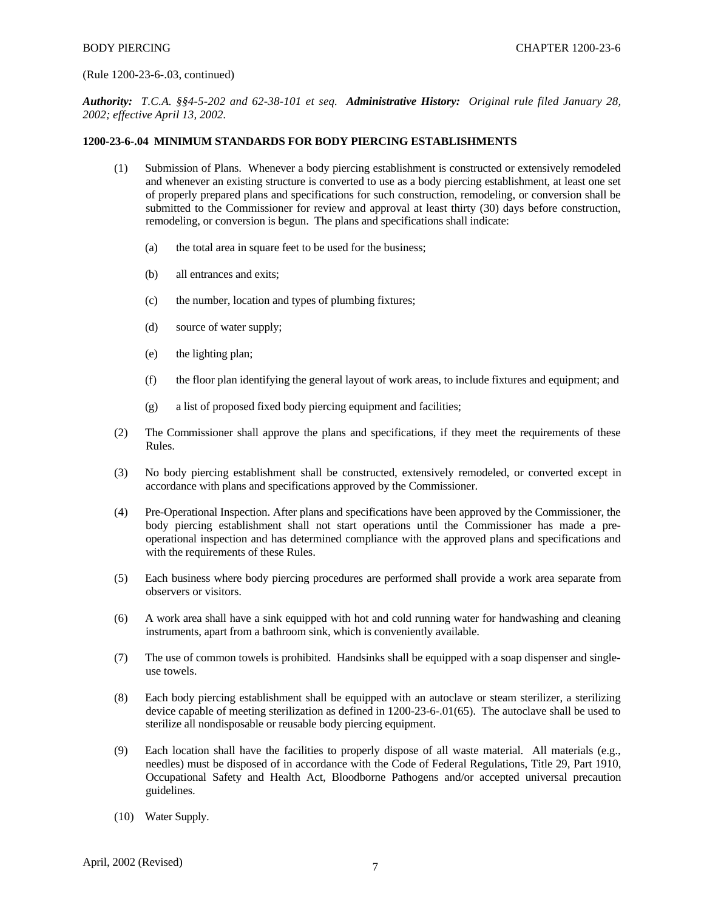(Rule 1200-23-6-.03, continued)

***Authority:*** *T.C.A. §§4-5-202 and 62-38-101 et seq.* ***Administrative History:*** *Original rule filed January 28, 2002; effective April 13, 2002.*

**1200-23-6-.04 MINIMUM STANDARDS FOR BODY PIERCING ESTABLISHMENTS**

(1) Submission of Plans. Whenever a body piercing establishment is constructed or extensively remodeled and whenever an existing structure is converted to use as a body piercing establishment, at least one set of properly prepared plans and specifications for such construction, remodeling, or conversion shall be submitted to the Commissioner for review and approval at least thirty (30) days before construction, remodeling, or conversion is begun. The plans and specifications shall indicate:

(a) the total area in square feet to be used for the business;

(b) all entrances and exits;

(c) the number, location and types of plumbing fixtures;

(d) source of water supply;

(e) the lighting plan;

(f) the floor plan identifying the general layout of work areas, to include fixtures and equipment; and

(g) a list of proposed fixed body piercing equipment and facilities;

(2) The Commissioner shall approve the plans and specifications, if they meet the requirements of these Rules.

(3) No body piercing establishment shall be constructed, extensively remodeled, or converted except in accordance with plans and specifications approved by the Commissioner.

(4) Pre-Operational Inspection. After plans and specifications have been approved by the Commissioner, the body piercing establishment shall not start operations until the Commissioner has made a pre-operational inspection and has determined compliance with the approved plans and specifications and with the requirements of these Rules.

(5) Each business where body piercing procedures are performed shall provide a work area separate from observers or visitors.

(6) A work area shall have a sink equipped with hot and cold running water for handwashing and cleaning instruments, apart from a bathroom sink, which is conveniently available.

(7) The use of common towels is prohibited. Handsinks shall be equipped with a soap dispenser and single-use towels.

(8) Each body piercing establishment shall be equipped with an autoclave or steam sterilizer, a sterilizing device capable of meeting sterilization as defined in 1200-23-6-.01(65). The autoclave shall be used to sterilize all nondisposable or reusable body piercing equipment.

(9) Each location shall have the facilities to properly dispose of all waste material. All materials (e.g., needles) must be disposed of in accordance with the Code of Federal Regulations, Title 29, Part 1910, Occupational Safety and Health Act, Bloodborne Pathogens and/or accepted universal precaution guidelines.

(10) Water Supply.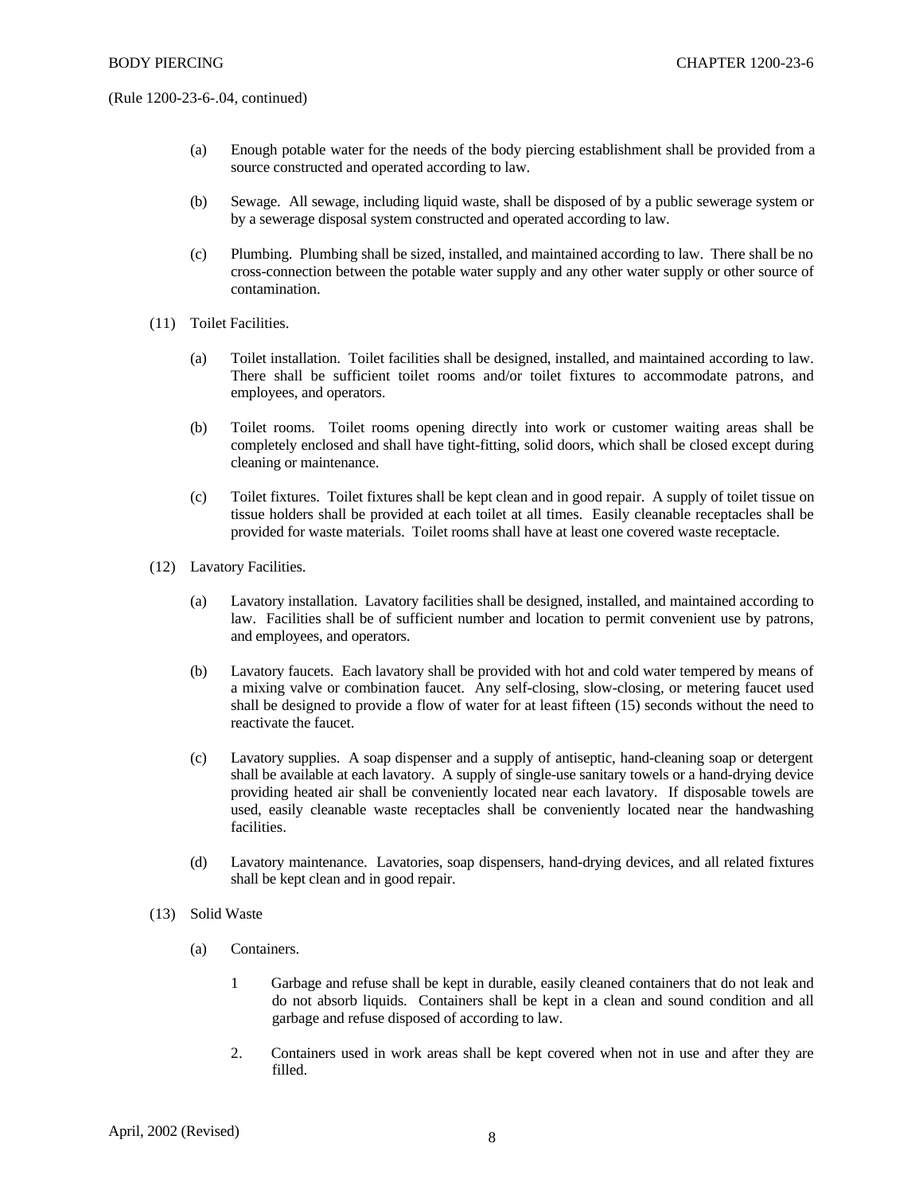(Rule 1200-23-6-.04, continued)

(a) Enough potable water for the needs of the body piercing establishment shall be provided from a source constructed and operated according to law.

(b) Sewage. All sewage, including liquid waste, shall be disposed of by a public sewerage system or by a sewerage disposal system constructed and operated according to law.

(c) Plumbing. Plumbing shall be sized, installed, and maintained according to law. There shall be no cross-connection between the potable water supply and any other water supply or other source of contamination.

(11) Toilet Facilities.

(a) Toilet installation. Toilet facilities shall be designed, installed, and maintained according to law. There shall be sufficient toilet rooms and/or toilet fixtures to accommodate patrons, and employees, and operators.

(b) Toilet rooms. Toilet rooms opening directly into work or customer waiting areas shall be completely enclosed and shall have tight-fitting, solid doors, which shall be closed except during cleaning or maintenance.

(c) Toilet fixtures. Toilet fixtures shall be kept clean and in good repair. A supply of toilet tissue on tissue holders shall be provided at each toilet at all times. Easily cleanable receptacles shall be provided for waste materials. Toilet rooms shall have at least one covered waste receptacle.

(12) Lavatory Facilities.

(a) Lavatory installation. Lavatory facilities shall be designed, installed, and maintained according to law. Facilities shall be of sufficient number and location to permit convenient use by patrons, and employees, and operators.

(b) Lavatory faucets. Each lavatory shall be provided with hot and cold water tempered by means of a mixing valve or combination faucet. Any self-closing, slow-closing, or metering faucet used shall be designed to provide a flow of water for at least fifteen (15) seconds without the need to reactivate the faucet.

(c) Lavatory supplies. A soap dispenser and a supply of antiseptic, hand-cleaning soap or detergent shall be available at each lavatory. A supply of single-use sanitary towels or a hand-drying device providing heated air shall be conveniently located near each lavatory. If disposable towels are used, easily cleanable waste receptacles shall be conveniently located near the handwashing facilities.

(d) Lavatory maintenance. Lavatories, soap dispensers, hand-drying devices, and all related fixtures shall be kept clean and in good repair.

(13) Solid Waste

(a) Containers.

1 Garbage and refuse shall be kept in durable, easily cleaned containers that do not leak and do not absorb liquids. Containers shall be kept in a clean and sound condition and all garbage and refuse disposed of according to law.

2. Containers used in work areas shall be kept covered when not in use and after they are filled.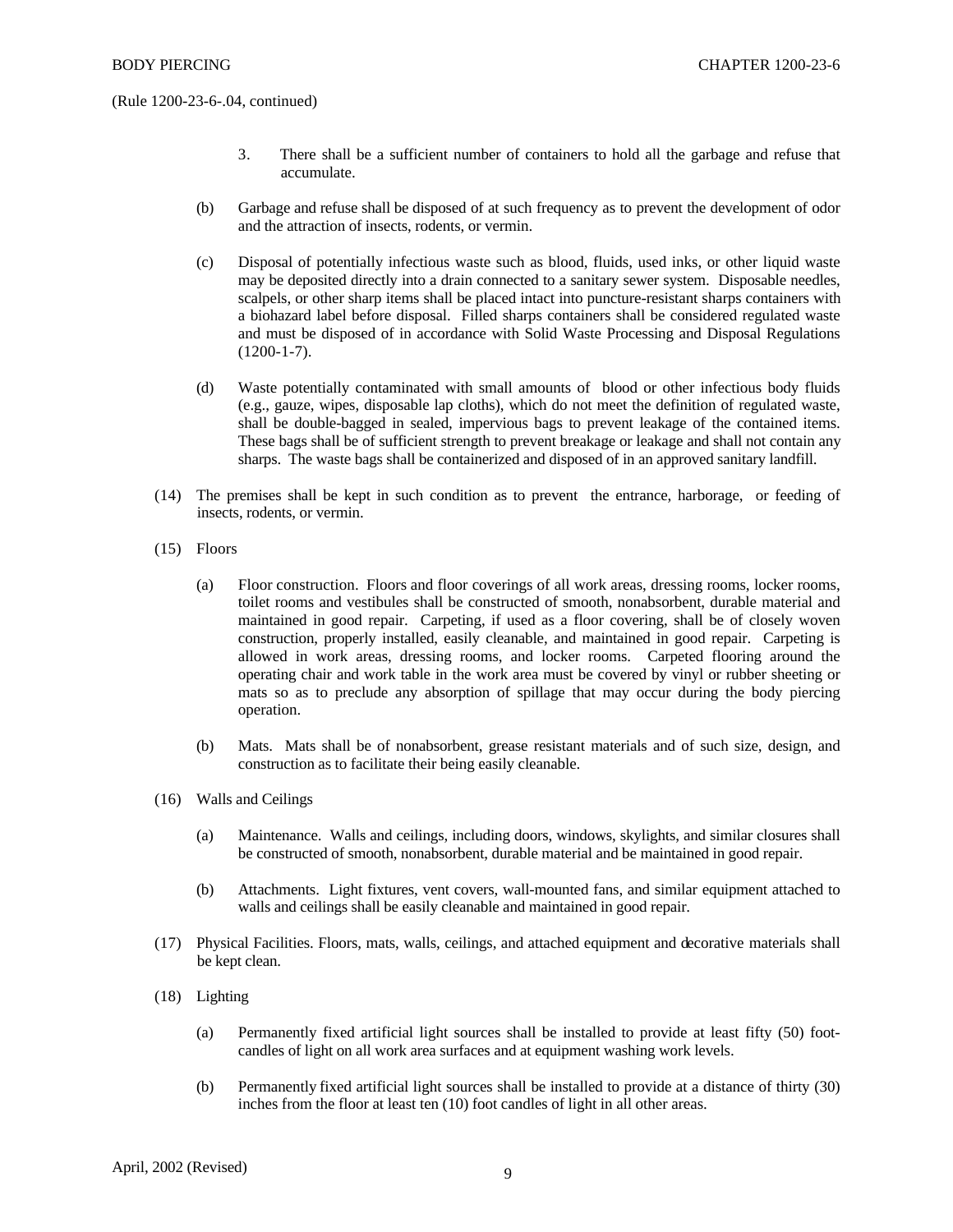(Rule 1200-23-6-.04, continued)

3. There shall be a sufficient number of containers to hold all the garbage and refuse that accumulate.

(b) Garbage and refuse shall be disposed of at such frequency as to prevent the development of odor and the attraction of insects, rodents, or vermin.

(c) Disposal of potentially infectious waste such as blood, fluids, used inks, or other liquid waste may be deposited directly into a drain connected to a sanitary sewer system. Disposable needles, scalpels, or other sharp items shall be placed intact into puncture-resistant sharps containers with a biohazard label before disposal. Filled sharps containers shall be considered regulated waste and must be disposed of in accordance with Solid Waste Processing and Disposal Regulations (1200-1-7).

(d) Waste potentially contaminated with small amounts of blood or other infectious body fluids (e.g., gauze, wipes, disposable lap cloths), which do not meet the definition of regulated waste, shall be double-bagged in sealed, impervious bags to prevent leakage of the contained items. These bags shall be of sufficient strength to prevent breakage or leakage and shall not contain any sharps. The waste bags shall be containerized and disposed of in an approved sanitary landfill.

(14) The premises shall be kept in such condition as to prevent the entrance, harborage, or feeding of insects, rodents, or vermin.

(15) Floors

(a) Floor construction. Floors and floor coverings of all work areas, dressing rooms, locker rooms, toilet rooms and vestibules shall be constructed of smooth, nonabsorbent, durable material and maintained in good repair. Carpeting, if used as a floor covering, shall be of closely woven construction, properly installed, easily cleanable, and maintained in good repair. Carpeting is allowed in work areas, dressing rooms, and locker rooms. Carpeted flooring around the operating chair and work table in the work area must be covered by vinyl or rubber sheeting or mats so as to preclude any absorption of spillage that may occur during the body piercing operation.

(b) Mats. Mats shall be of nonabsorbent, grease resistant materials and of such size, design, and construction as to facilitate their being easily cleanable.

(16) Walls and Ceilings

(a) Maintenance. Walls and ceilings, including doors, windows, skylights, and similar closures shall be constructed of smooth, nonabsorbent, durable material and be maintained in good repair.

(b) Attachments. Light fixtures, vent covers, wall-mounted fans, and similar equipment attached to walls and ceilings shall be easily cleanable and maintained in good repair.

(17) Physical Facilities. Floors, mats, walls, ceilings, and attached equipment and decorative materials shall be kept clean.

(18) Lighting

(a) Permanently fixed artificial light sources shall be installed to provide at least fifty (50) foot-candles of light on all work area surfaces and at equipment washing work levels.

(b) Permanently fixed artificial light sources shall be installed to provide at a distance of thirty (30) inches from the floor at least ten (10) foot candles of light in all other areas.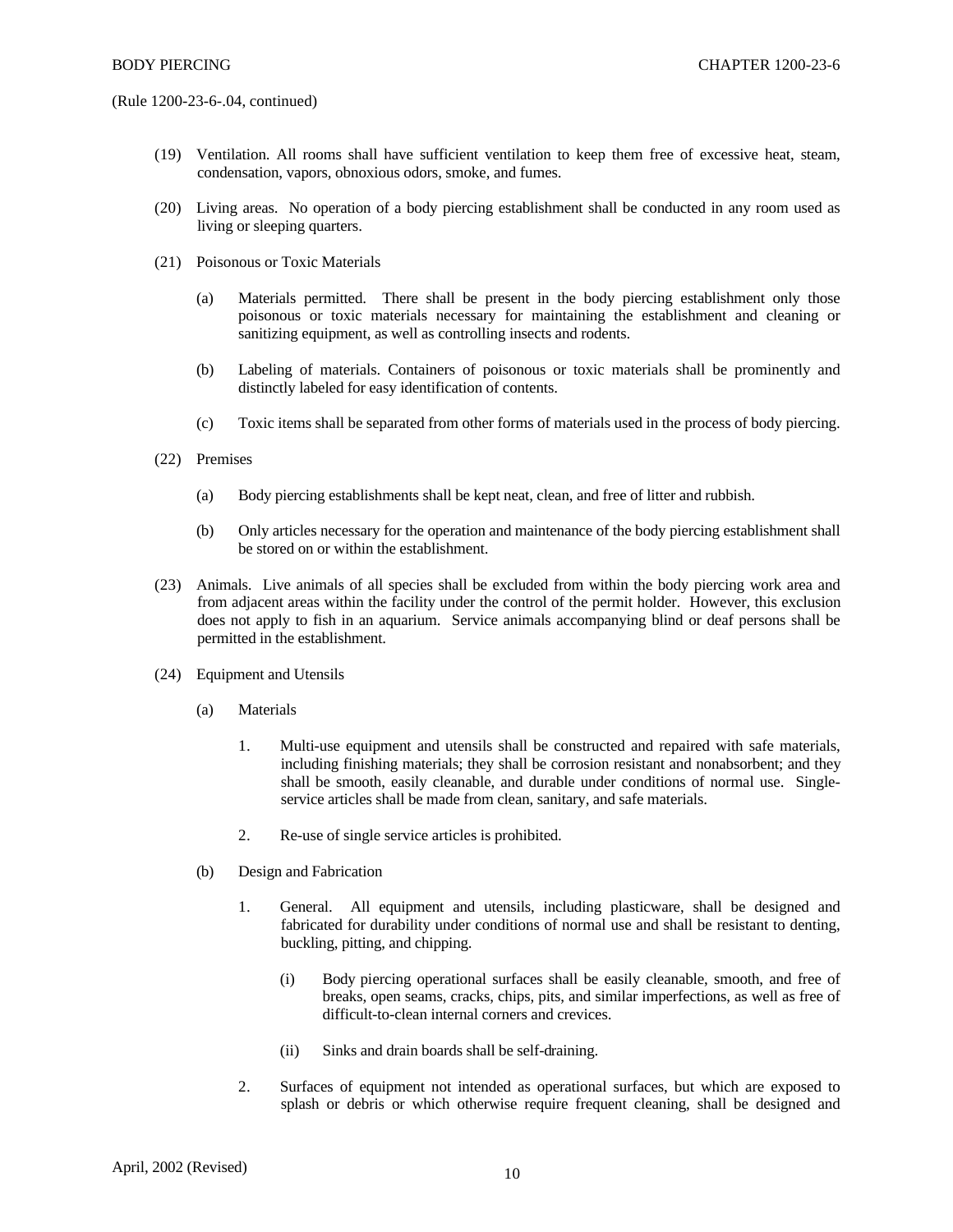(Rule 1200-23-6-.04, continued)

(19) Ventilation. All rooms shall have sufficient ventilation to keep them free of excessive heat, steam, condensation, vapors, obnoxious odors, smoke, and fumes.

(20) Living areas. No operation of a body piercing establishment shall be conducted in any room used as living or sleeping quarters.

(21) Poisonous or Toxic Materials

(a) Materials permitted. There shall be present in the body piercing establishment only those poisonous or toxic materials necessary for maintaining the establishment and cleaning or sanitizing equipment, as well as controlling insects and rodents.

(b) Labeling of materials. Containers of poisonous or toxic materials shall be prominently and distinctly labeled for easy identification of contents.

(c) Toxic items shall be separated from other forms of materials used in the process of body piercing.

(22) Premises

(a) Body piercing establishments shall be kept neat, clean, and free of litter and rubbish.

(b) Only articles necessary for the operation and maintenance of the body piercing establishment shall be stored on or within the establishment.

(23) Animals. Live animals of all species shall be excluded from within the body piercing work area and from adjacent areas within the facility under the control of the permit holder. However, this exclusion does not apply to fish in an aquarium. Service animals accompanying blind or deaf persons shall be permitted in the establishment.

(24) Equipment and Utensils

(a) Materials

1. Multi-use equipment and utensils shall be constructed and repaired with safe materials, including finishing materials; they shall be corrosion resistant and nonabsorbent; and they shall be smooth, easily cleanable, and durable under conditions of normal use. Single-service articles shall be made from clean, sanitary, and safe materials.

2. Re-use of single service articles is prohibited.

(b) Design and Fabrication

1. General. All equipment and utensils, including plasticware, shall be designed and fabricated for durability under conditions of normal use and shall be resistant to denting, buckling, pitting, and chipping.

(i) Body piercing operational surfaces shall be easily cleanable, smooth, and free of breaks, open seams, cracks, chips, pits, and similar imperfections, as well as free of difficult-to-clean internal corners and crevices.

(ii) Sinks and drain boards shall be self-draining.

2. Surfaces of equipment not intended as operational surfaces, but which are exposed to splash or debris or which otherwise require frequent cleaning, shall be designed and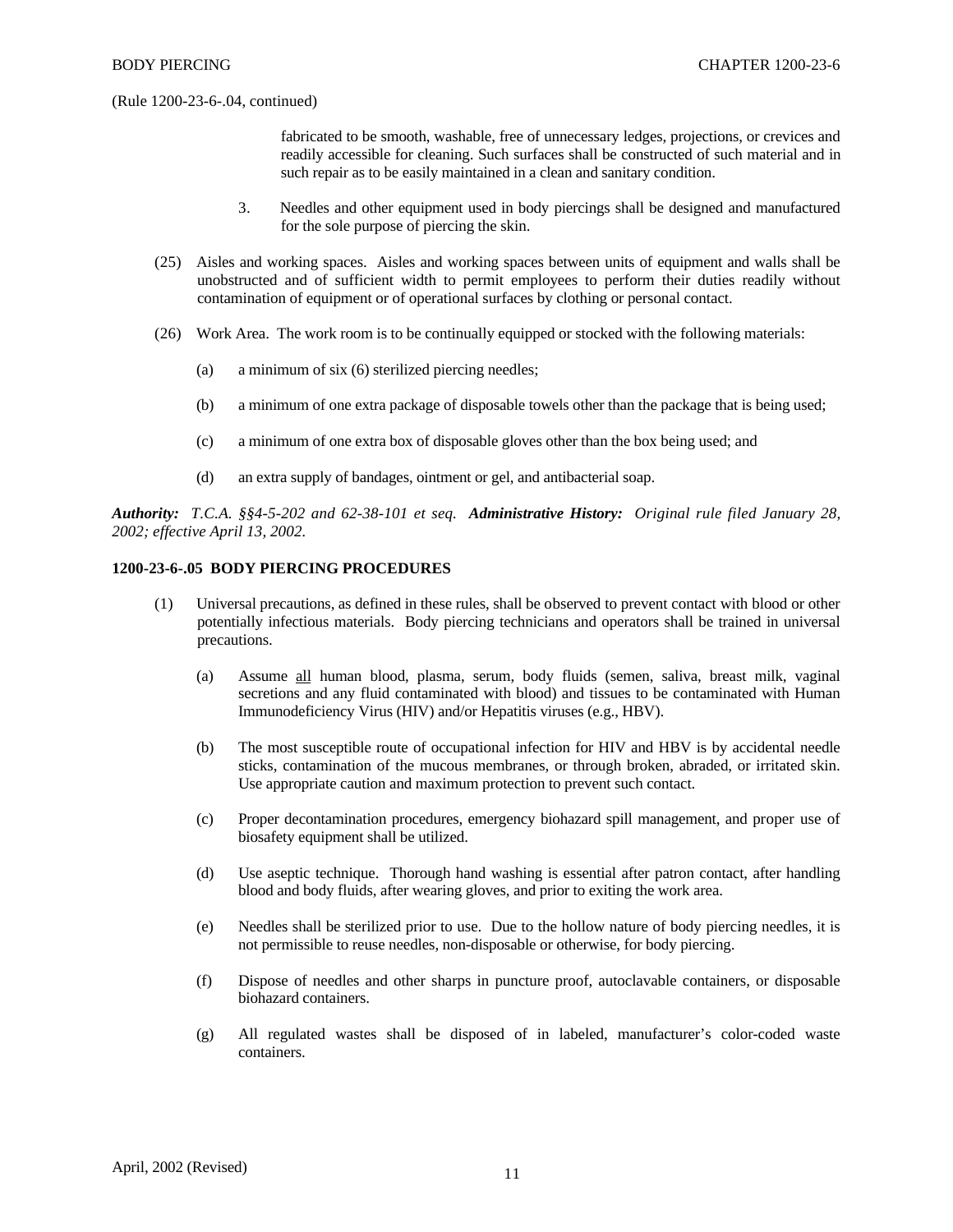(Rule 1200-23-6-.04, continued)

fabricated to be smooth, washable, free of unnecessary ledges, projections, or crevices and readily accessible for cleaning. Such surfaces shall be constructed of such material and in such repair as to be easily maintained in a clean and sanitary condition.

3. Needles and other equipment used in body piercings shall be designed and manufactured for the sole purpose of piercing the skin.

(25) Aisles and working spaces. Aisles and working spaces between units of equipment and walls shall be unobstructed and of sufficient width to permit employees to perform their duties readily without contamination of equipment or of operational surfaces by clothing or personal contact.

(26) Work Area. The work room is to be continually equipped or stocked with the following materials:

(a) a minimum of six (6) sterilized piercing needles;

(b) a minimum of one extra package of disposable towels other than the package that is being used;

(c) a minimum of one extra box of disposable gloves other than the box being used; and

(d) an extra supply of bandages, ointment or gel, and antibacterial soap.

***Authority:*** *T.C.A. §§4-5-202 and 62-38-101 et seq.* ***Administrative History:*** *Original rule filed January 28, 2002; effective April 13, 2002.*

**1200-23-6-.05 BODY PIERCING PROCEDURES**

(1) Universal precautions, as defined in these rules, shall be observed to prevent contact with blood or other potentially infectious materials. Body piercing technicians and operators shall be trained in universal precautions.

(a) Assume <u>all</u> human blood, plasma, serum, body fluids (semen, saliva, breast milk, vaginal secretions and any fluid contaminated with blood) and tissues to be contaminated with Human Immunodeficiency Virus (HIV) and/or Hepatitis viruses (e.g., HBV).

(b) The most susceptible route of occupational infection for HIV and HBV is by accidental needle sticks, contamination of the mucous membranes, or through broken, abraded, or irritated skin. Use appropriate caution and maximum protection to prevent such contact.

(c) Proper decontamination procedures, emergency biohazard spill management, and proper use of biosafety equipment shall be utilized.

(d) Use aseptic technique. Thorough hand washing is essential after patron contact, after handling blood and body fluids, after wearing gloves, and prior to exiting the work area.

(e) Needles shall be sterilized prior to use. Due to the hollow nature of body piercing needles, it is not permissible to reuse needles, non-disposable or otherwise, for body piercing.

(f) Dispose of needles and other sharps in puncture proof, autoclavable containers, or disposable biohazard containers.

(g) All regulated wastes shall be disposed of in labeled, manufacturer's color-coded waste containers.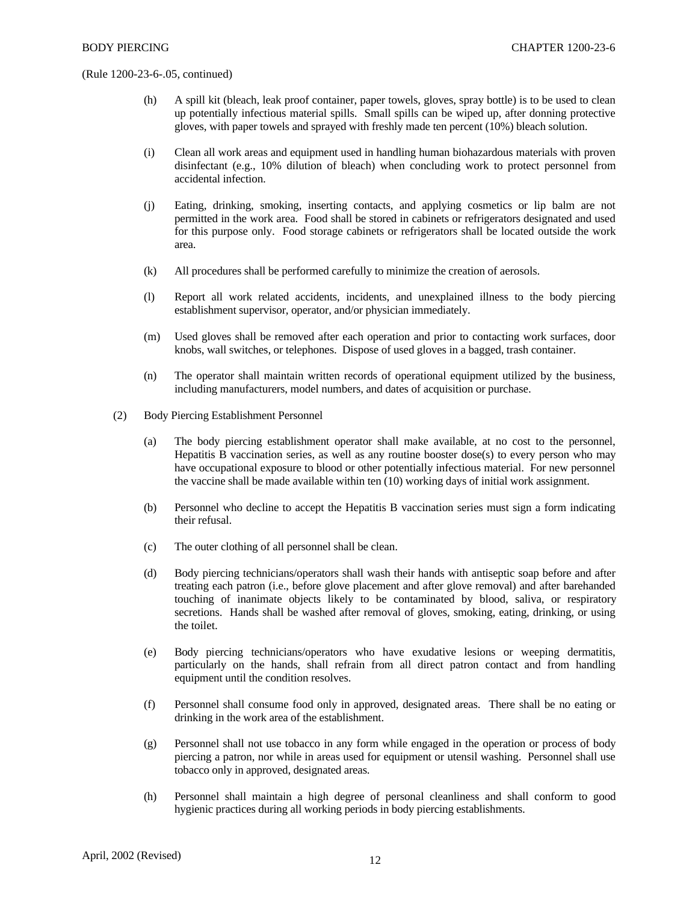(Rule 1200-23-6-.05, continued)

(h) A spill kit (bleach, leak proof container, paper towels, gloves, spray bottle) is to be used to clean up potentially infectious material spills. Small spills can be wiped up, after donning protective gloves, with paper towels and sprayed with freshly made ten percent (10%) bleach solution.

(i) Clean all work areas and equipment used in handling human biohazardous materials with proven disinfectant (e.g., 10% dilution of bleach) when concluding work to protect personnel from accidental infection.

(j) Eating, drinking, smoking, inserting contacts, and applying cosmetics or lip balm are not permitted in the work area. Food shall be stored in cabinets or refrigerators designated and used for this purpose only. Food storage cabinets or refrigerators shall be located outside the work area.

(k) All procedures shall be performed carefully to minimize the creation of aerosols.

(l) Report all work related accidents, incidents, and unexplained illness to the body piercing establishment supervisor, operator, and/or physician immediately.

(m) Used gloves shall be removed after each operation and prior to contacting work surfaces, door knobs, wall switches, or telephones. Dispose of used gloves in a bagged, trash container.

(n) The operator shall maintain written records of operational equipment utilized by the business, including manufacturers, model numbers, and dates of acquisition or purchase.

(2) Body Piercing Establishment Personnel

(a) The body piercing establishment operator shall make available, at no cost to the personnel, Hepatitis B vaccination series, as well as any routine booster dose(s) to every person who may have occupational exposure to blood or other potentially infectious material. For new personnel the vaccine shall be made available within ten (10) working days of initial work assignment.

(b) Personnel who decline to accept the Hepatitis B vaccination series must sign a form indicating their refusal.

(c) The outer clothing of all personnel shall be clean.

(d) Body piercing technicians/operators shall wash their hands with antiseptic soap before and after treating each patron (i.e., before glove placement and after glove removal) and after barehanded touching of inanimate objects likely to be contaminated by blood, saliva, or respiratory secretions. Hands shall be washed after removal of gloves, smoking, eating, drinking, or using the toilet.

(e) Body piercing technicians/operators who have exudative lesions or weeping dermatitis, particularly on the hands, shall refrain from all direct patron contact and from handling equipment until the condition resolves.

(f) Personnel shall consume food only in approved, designated areas. There shall be no eating or drinking in the work area of the establishment.

(g) Personnel shall not use tobacco in any form while engaged in the operation or process of body piercing a patron, nor while in areas used for equipment or utensil washing. Personnel shall use tobacco only in approved, designated areas.

(h) Personnel shall maintain a high degree of personal cleanliness and shall conform to good hygienic practices during all working periods in body piercing establishments.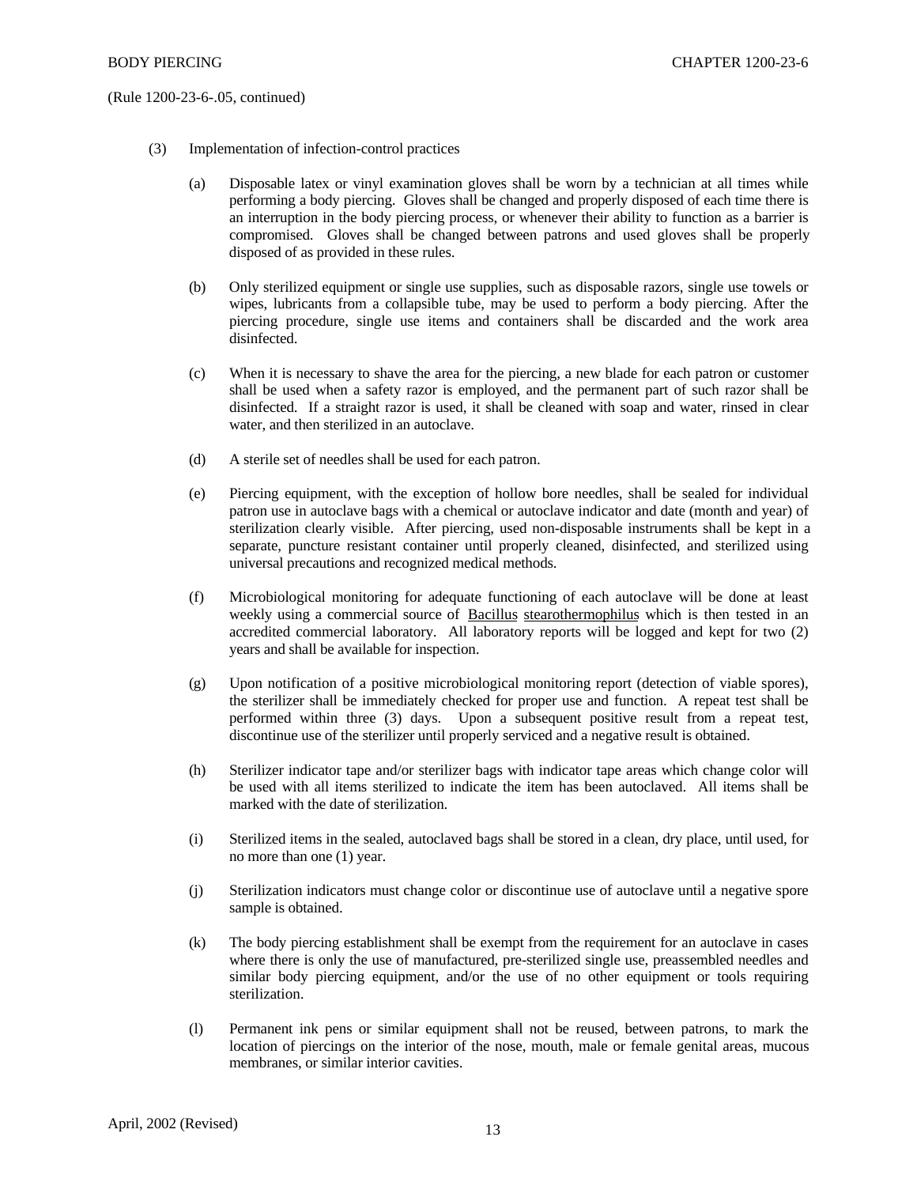(Rule 1200-23-6-.05, continued)

(3) Implementation of infection-control practices

(a) Disposable latex or vinyl examination gloves shall be worn by a technician at all times while performing a body piercing. Gloves shall be changed and properly disposed of each time there is an interruption in the body piercing process, or whenever their ability to function as a barrier is compromised. Gloves shall be changed between patrons and used gloves shall be properly disposed of as provided in these rules.

(b) Only sterilized equipment or single use supplies, such as disposable razors, single use towels or wipes, lubricants from a collapsible tube, may be used to perform a body piercing. After the piercing procedure, single use items and containers shall be discarded and the work area disinfected.

(c) When it is necessary to shave the area for the piercing, a new blade for each patron or customer shall be used when a safety razor is employed, and the permanent part of such razor shall be disinfected. If a straight razor is used, it shall be cleaned with soap and water, rinsed in clear water, and then sterilized in an autoclave.

(d) A sterile set of needles shall be used for each patron.

(e) Piercing equipment, with the exception of hollow bore needles, shall be sealed for individual patron use in autoclave bags with a chemical or autoclave indicator and date (month and year) of sterilization clearly visible. After piercing, used non-disposable instruments shall be kept in a separate, puncture resistant container until properly cleaned, disinfected, and sterilized using universal precautions and recognized medical methods.

(f) Microbiological monitoring for adequate functioning of each autoclave will be done at least weekly using a commercial source of Bacillus stearothermophilus which is then tested in an accredited commercial laboratory. All laboratory reports will be logged and kept for two (2) years and shall be available for inspection.

(g) Upon notification of a positive microbiological monitoring report (detection of viable spores), the sterilizer shall be immediately checked for proper use and function. A repeat test shall be performed within three (3) days. Upon a subsequent positive result from a repeat test, discontinue use of the sterilizer until properly serviced and a negative result is obtained.

(h) Sterilizer indicator tape and/or sterilizer bags with indicator tape areas which change color will be used with all items sterilized to indicate the item has been autoclaved. All items shall be marked with the date of sterilization.

(i) Sterilized items in the sealed, autoclaved bags shall be stored in a clean, dry place, until used, for no more than one (1) year.

(j) Sterilization indicators must change color or discontinue use of autoclave until a negative spore sample is obtained.

(k) The body piercing establishment shall be exempt from the requirement for an autoclave in cases where there is only the use of manufactured, pre-sterilized single use, preassembled needles and similar body piercing equipment, and/or the use of no other equipment or tools requiring sterilization.

(l) Permanent ink pens or similar equipment shall not be reused, between patrons, to mark the location of piercings on the interior of the nose, mouth, male or female genital areas, mucous membranes, or similar interior cavities.

April, 2002 (Revised)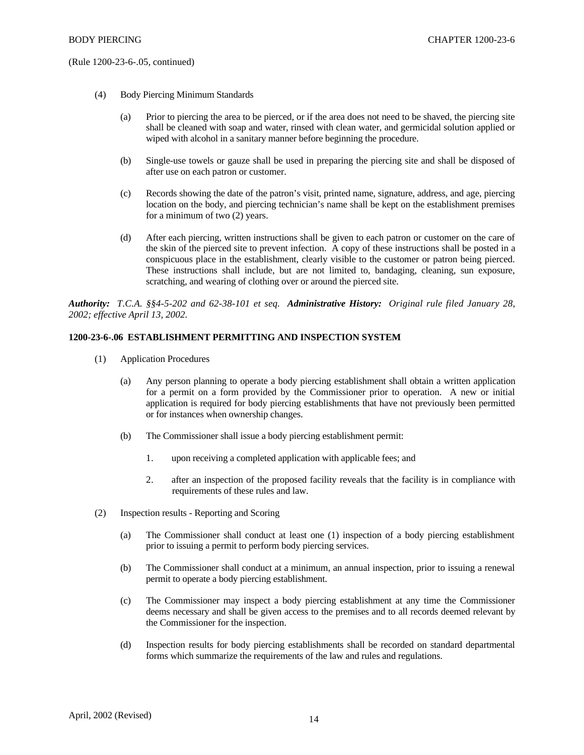(Rule 1200-23-6-.05, continued)

(4) Body Piercing Minimum Standards

(a) Prior to piercing the area to be pierced, or if the area does not need to be shaved, the piercing site shall be cleaned with soap and water, rinsed with clean water, and germicidal solution applied or wiped with alcohol in a sanitary manner before beginning the procedure.

(b) Single-use towels or gauze shall be used in preparing the piercing site and shall be disposed of after use on each patron or customer.

(c) Records showing the date of the patron's visit, printed name, signature, address, and age, piercing location on the body, and piercing technician's name shall be kept on the establishment premises for a minimum of two (2) years.

(d) After each piercing, written instructions shall be given to each patron or customer on the care of the skin of the pierced site to prevent infection. A copy of these instructions shall be posted in a conspicuous place in the establishment, clearly visible to the customer or patron being pierced. These instructions shall include, but are not limited to, bandaging, cleaning, sun exposure, scratching, and wearing of clothing over or around the pierced site.

***Authority:*** *T.C.A. §§4-5-202 and 62-38-101 et seq.* ***Administrative History:*** *Original rule filed January 28, 2002; effective April 13, 2002.*

**1200-23-6-.06 ESTABLISHMENT PERMITTING AND INSPECTION SYSTEM**

(1) Application Procedures

(a) Any person planning to operate a body piercing establishment shall obtain a written application for a permit on a form provided by the Commissioner prior to operation. A new or initial application is required for body piercing establishments that have not previously been permitted or for instances when ownership changes.

(b) The Commissioner shall issue a body piercing establishment permit:

1. upon receiving a completed application with applicable fees; and

2. after an inspection of the proposed facility reveals that the facility is in compliance with requirements of these rules and law.

(2) Inspection results - Reporting and Scoring

(a) The Commissioner shall conduct at least one (1) inspection of a body piercing establishment prior to issuing a permit to perform body piercing services.

(b) The Commissioner shall conduct at a minimum, an annual inspection, prior to issuing a renewal permit to operate a body piercing establishment.

(c) The Commissioner may inspect a body piercing establishment at any time the Commissioner deems necessary and shall be given access to the premises and to all records deemed relevant by the Commissioner for the inspection.

(d) Inspection results for body piercing establishments shall be recorded on standard departmental forms which summarize the requirements of the law and rules and regulations.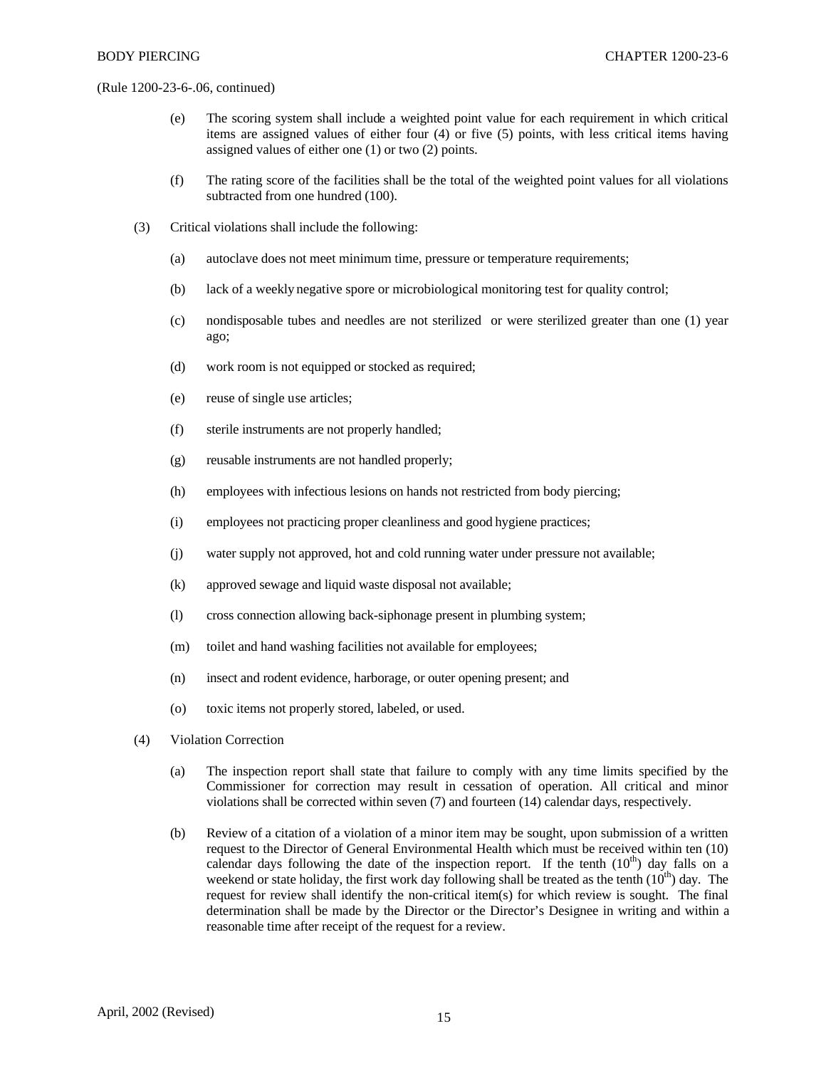(Rule 1200-23-6-.06, continued)

(e) The scoring system shall include a weighted point value for each requirement in which critical items are assigned values of either four (4) or five (5) points, with less critical items having assigned values of either one (1) or two (2) points.

(f) The rating score of the facilities shall be the total of the weighted point values for all violations subtracted from one hundred (100).

(3) Critical violations shall include the following:

(a) autoclave does not meet minimum time, pressure or temperature requirements;

(b) lack of a weekly negative spore or microbiological monitoring test for quality control;

(c) nondisposable tubes and needles are not sterilized or were sterilized greater than one (1) year ago;

(d) work room is not equipped or stocked as required;

(e) reuse of single use articles;

(f) sterile instruments are not properly handled;

(g) reusable instruments are not handled properly;

(h) employees with infectious lesions on hands not restricted from body piercing;

(i) employees not practicing proper cleanliness and good hygiene practices;

(j) water supply not approved, hot and cold running water under pressure not available;

(k) approved sewage and liquid waste disposal not available;

(l) cross connection allowing back-siphonage present in plumbing system;

(m) toilet and hand washing facilities not available for employees;

(n) insect and rodent evidence, harborage, or outer opening present; and

(o) toxic items not properly stored, labeled, or used.

(4) Violation Correction

(a) The inspection report shall state that failure to comply with any time limits specified by the Commissioner for correction may result in cessation of operation. All critical and minor violations shall be corrected within seven (7) and fourteen (14) calendar days, respectively.

(b) Review of a citation of a violation of a minor item may be sought, upon submission of a written request to the Director of General Environmental Health which must be received within ten (10) calendar days following the date of the inspection report. If the tenth (10th) day falls on a weekend or state holiday, the first work day following shall be treated as the tenth (10th) day. The request for review shall identify the non-critical item(s) for which review is sought. The final determination shall be made by the Director or the Director's Designee in writing and within a reasonable time after receipt of the request for a review.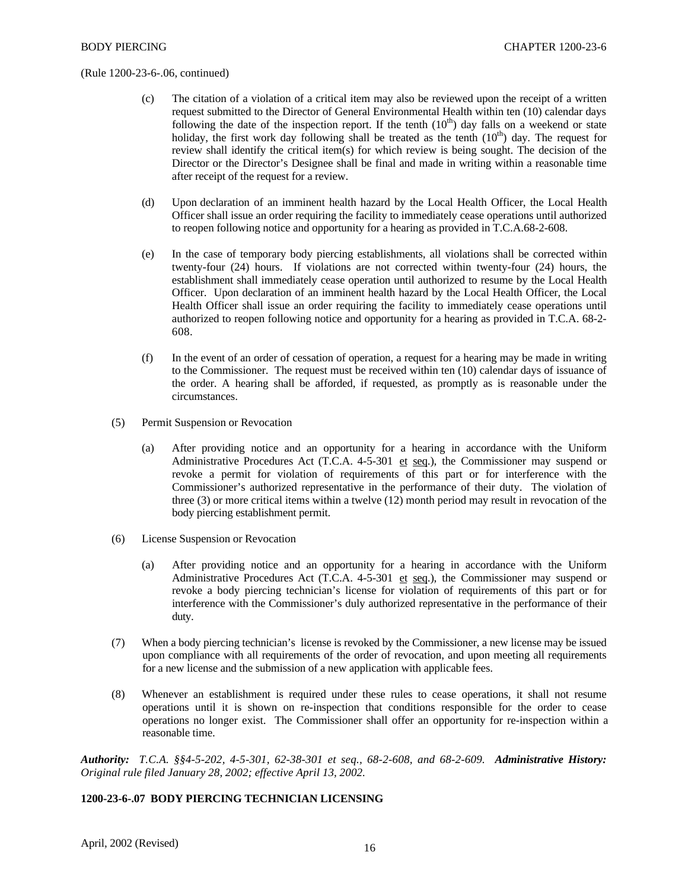(Rule 1200-23-6-.06, continued)

(c) The citation of a violation of a critical item may also be reviewed upon the receipt of a written request submitted to the Director of General Environmental Health within ten (10) calendar days following the date of the inspection report. If the tenth ($10^{th}$) day falls on a weekend or state holiday, the first work day following shall be treated as the tenth ($10^{th}$) day. The request for review shall identify the critical item(s) for which review is being sought. The decision of the Director or the Director's Designee shall be final and made in writing within a reasonable time after receipt of the request for a review.

(d) Upon declaration of an imminent health hazard by the Local Health Officer, the Local Health Officer shall issue an order requiring the facility to immediately cease operations until authorized to reopen following notice and opportunity for a hearing as provided in T.C.A.68-2-608.

(e) In the case of temporary body piercing establishments, all violations shall be corrected within twenty-four (24) hours. If violations are not corrected within twenty-four (24) hours, the establishment shall immediately cease operation until authorized to resume by the Local Health Officer. Upon declaration of an imminent health hazard by the Local Health Officer, the Local Health Officer shall issue an order requiring the facility to immediately cease operations until authorized to reopen following notice and opportunity for a hearing as provided in T.C.A. 68-2-608.

(f) In the event of an order of cessation of operation, a request for a hearing may be made in writing to the Commissioner. The request must be received within ten (10) calendar days of issuance of the order. A hearing shall be afforded, if requested, as promptly as is reasonable under the circumstances.

(5) Permit Suspension or Revocation

(a) After providing notice and an opportunity for a hearing in accordance with the Uniform Administrative Procedures Act (T.C.A. 4-5-301 et seq.), the Commissioner may suspend or revoke a permit for violation of requirements of this part or for interference with the Commissioner's authorized representative in the performance of their duty. The violation of three (3) or more critical items within a twelve (12) month period may result in revocation of the body piercing establishment permit.

(6) License Suspension or Revocation

(a) After providing notice and an opportunity for a hearing in accordance with the Uniform Administrative Procedures Act (T.C.A. 4-5-301 et seq.), the Commissioner may suspend or revoke a body piercing technician's license for violation of requirements of this part or for interference with the Commissioner's duly authorized representative in the performance of their duty.

(7) When a body piercing technician's license is revoked by the Commissioner, a new license may be issued upon compliance with all requirements of the order of revocation, and upon meeting all requirements for a new license and the submission of a new application with applicable fees.

(8) Whenever an establishment is required under these rules to cease operations, it shall not resume operations until it is shown on re-inspection that conditions responsible for the order to cease operations no longer exist. The Commissioner shall offer an opportunity for re-inspection within a reasonable time.

***Authority:*** *T.C.A. §§4-5-202, 4-5-301, 62-38-301 et seq., 68-2-608, and 68-2-609.* ***Administrative History:*** *Original rule filed January 28, 2002; effective April 13, 2002.*

**1200-23-6-.07 BODY PIERCING TECHNICIAN LICENSING**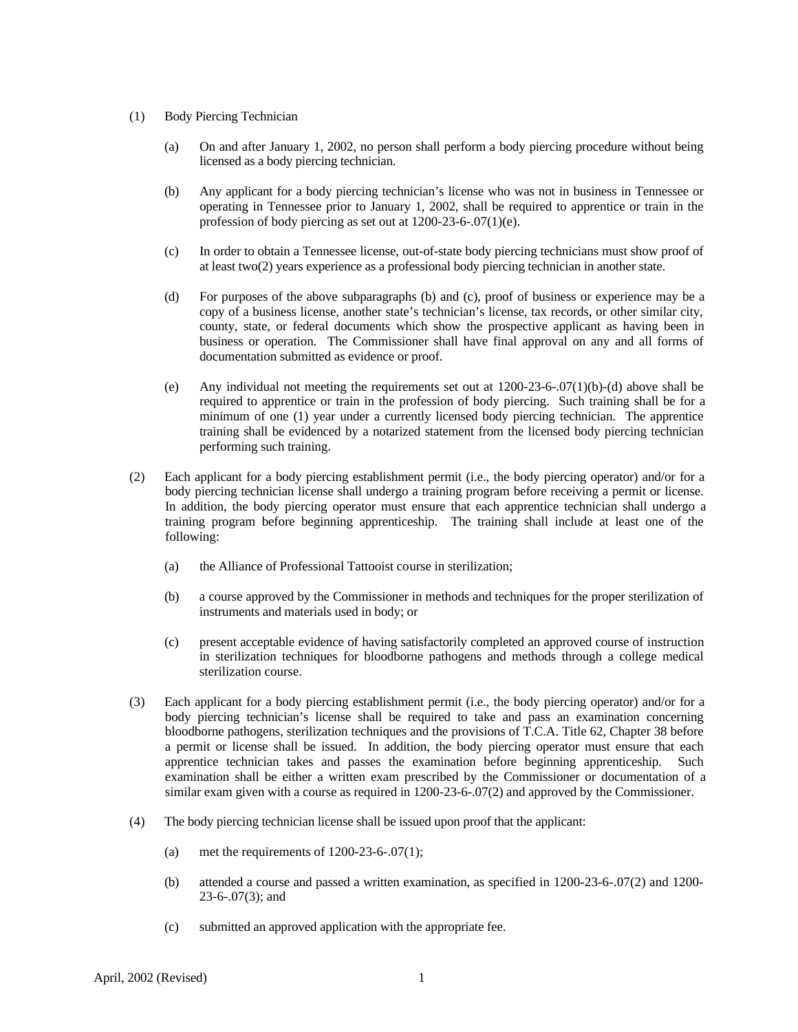(1) Body Piercing Technician

(a) On and after January 1, 2002, no person shall perform a body piercing procedure without being licensed as a body piercing technician.

(b) Any applicant for a body piercing technician's license who was not in business in Tennessee or operating in Tennessee prior to January 1, 2002, shall be required to apprentice or train in the profession of body piercing as set out at 1200-23-6-.07(1)(e).

(c) In order to obtain a Tennessee license, out-of-state body piercing technicians must show proof of at least two(2) years experience as a professional body piercing technician in another state.

(d) For purposes of the above subparagraphs (b) and (c), proof of business or experience may be a copy of a business license, another state's technician's license, tax records, or other similar city, county, state, or federal documents which show the prospective applicant as having been in business or operation. The Commissioner shall have final approval on any and all forms of documentation submitted as evidence or proof.

(e) Any individual not meeting the requirements set out at 1200-23-6-.07(1)(b)-(d) above shall be required to apprentice or train in the profession of body piercing. Such training shall be for a minimum of one (1) year under a currently licensed body piercing technician. The apprentice training shall be evidenced by a notarized statement from the licensed body piercing technician performing such training.

(2) Each applicant for a body piercing establishment permit (i.e., the body piercing operator) and/or for a body piercing technician license shall undergo a training program before receiving a permit or license. In addition, the body piercing operator must ensure that each apprentice technician shall undergo a training program before beginning apprenticeship. The training shall include at least one of the following:

(a) the Alliance of Professional Tattooist course in sterilization;

(b) a course approved by the Commissioner in methods and techniques for the proper sterilization of instruments and materials used in body; or

(c) present acceptable evidence of having satisfactorily completed an approved course of instruction in sterilization techniques for bloodborne pathogens and methods through a college medical sterilization course.

(3) Each applicant for a body piercing establishment permit (i.e., the body piercing operator) and/or for a body piercing technician's license shall be required to take and pass an examination concerning bloodborne pathogens, sterilization techniques and the provisions of T.C.A. Title 62, Chapter 38 before a permit or license shall be issued. In addition, the body piercing operator must ensure that each apprentice technician takes and passes the examination before beginning apprenticeship. Such examination shall be either a written exam prescribed by the Commissioner or documentation of a similar exam given with a course as required in 1200-23-6-.07(2) and approved by the Commissioner.

(4) The body piercing technician license shall be issued upon proof that the applicant:

(a) met the requirements of 1200-23-6-.07(1);

(b) attended a course and passed a written examination, as specified in 1200-23-6-.07(2) and 1200-23-6-.07(3); and

(c) submitted an approved application with the appropriate fee.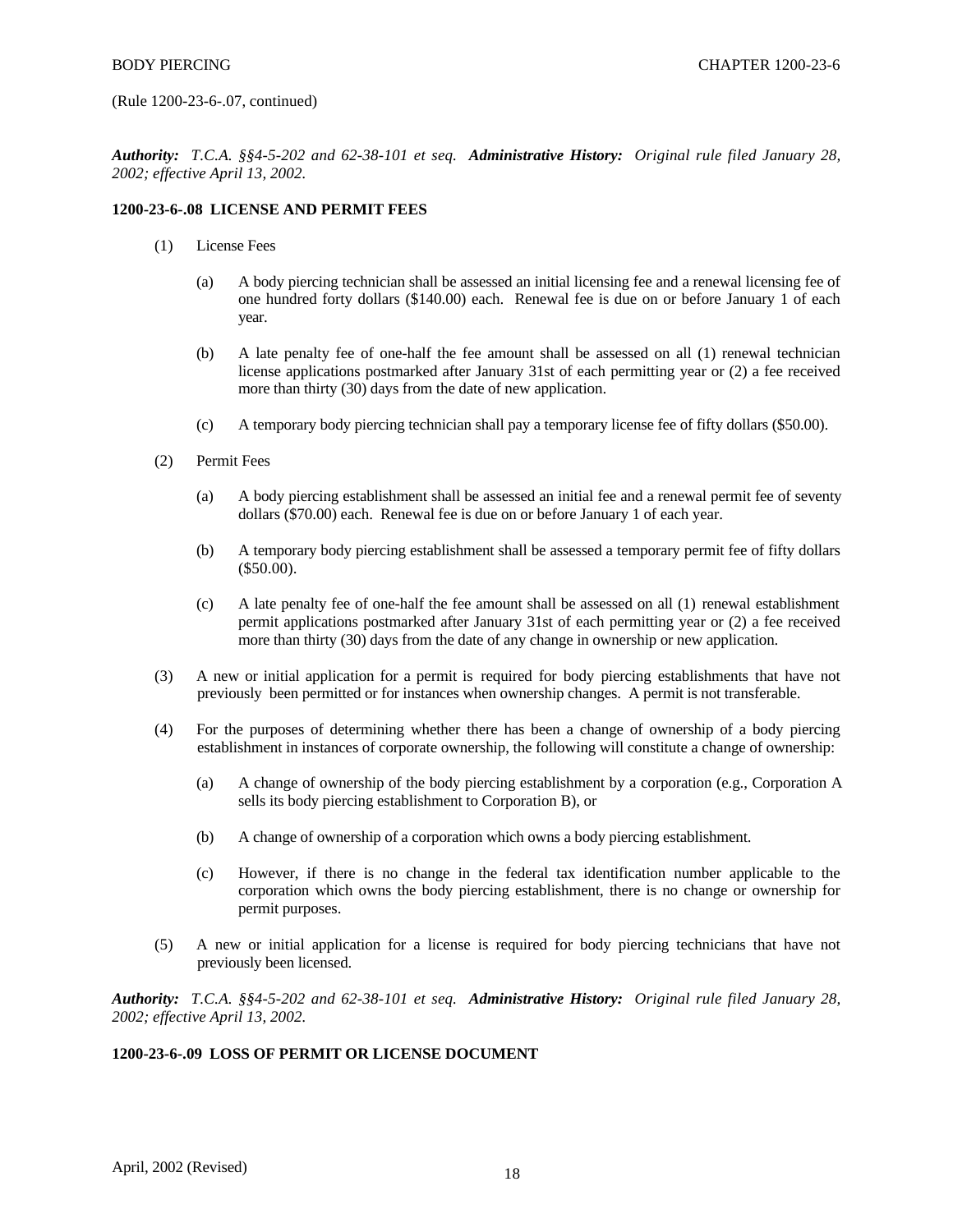(Rule 1200-23-6-.07, continued)

***Authority:*** *T.C.A. §§4-5-202 and 62-38-101 et seq.* ***Administrative History:*** *Original rule filed January 28, 2002; effective April 13, 2002.*

**1200-23-6-.08 LICENSE AND PERMIT FEES**

(1) License Fees

(a) A body piercing technician shall be assessed an initial licensing fee and a renewal licensing fee of one hundred forty dollars ($140.00) each. Renewal fee is due on or before January 1 of each year.

(b) A late penalty fee of one-half the fee amount shall be assessed on all (1) renewal technician license applications postmarked after January 31st of each permitting year or (2) a fee received more than thirty (30) days from the date of new application.

(c) A temporary body piercing technician shall pay a temporary license fee of fifty dollars ($50.00).

(2) Permit Fees

(a) A body piercing establishment shall be assessed an initial fee and a renewal permit fee of seventy dollars ($70.00) each. Renewal fee is due on or before January 1 of each year.

(b) A temporary body piercing establishment shall be assessed a temporary permit fee of fifty dollars ($50.00).

(c) A late penalty fee of one-half the fee amount shall be assessed on all (1) renewal establishment permit applications postmarked after January 31st of each permitting year or (2) a fee received more than thirty (30) days from the date of any change in ownership or new application.

(3) A new or initial application for a permit is required for body piercing establishments that have not previously been permitted or for instances when ownership changes. A permit is not transferable.

(4) For the purposes of determining whether there has been a change of ownership of a body piercing establishment in instances of corporate ownership, the following will constitute a change of ownership:

(a) A change of ownership of the body piercing establishment by a corporation (e.g., Corporation A sells its body piercing establishment to Corporation B), or

(b) A change of ownership of a corporation which owns a body piercing establishment.

(c) However, if there is no change in the federal tax identification number applicable to the corporation which owns the body piercing establishment, there is no change or ownership for permit purposes.

(5) A new or initial application for a license is required for body piercing technicians that have not previously been licensed.

***Authority:*** *T.C.A. §§4-5-202 and 62-38-101 et seq.* ***Administrative History:*** *Original rule filed January 28, 2002; effective April 13, 2002.*

**1200-23-6-.09 LOSS OF PERMIT OR LICENSE DOCUMENT**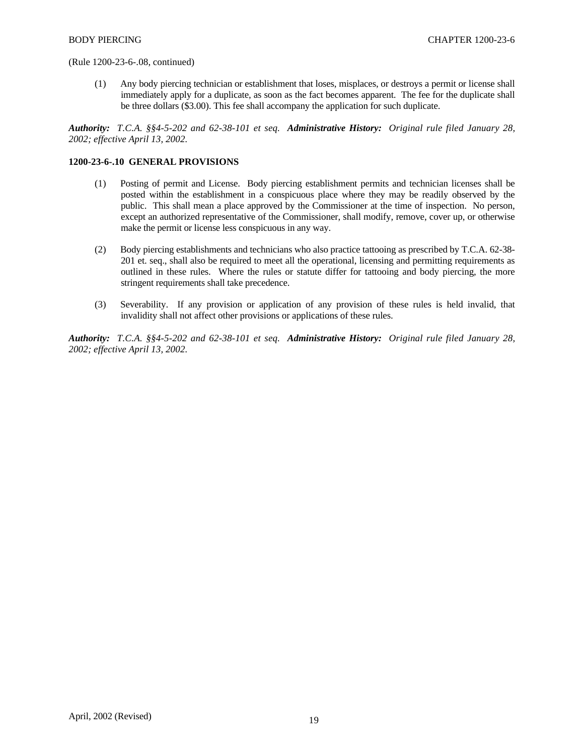(Rule 1200-23-6-.08, continued)

(1) Any body piercing technician or establishment that loses, misplaces, or destroys a permit or license shall immediately apply for a duplicate, as soon as the fact becomes apparent. The fee for the duplicate shall be three dollars ($3.00). This fee shall accompany the application for such duplicate.

***Authority:*** *T.C.A. §§4-5-202 and 62-38-101 et seq.* ***Administrative History:*** *Original rule filed January 28, 2002; effective April 13, 2002.*

**1200-23-6-.10 GENERAL PROVISIONS**

(1) Posting of permit and License. Body piercing establishment permits and technician licenses shall be posted within the establishment in a conspicuous place where they may be readily observed by the public. This shall mean a place approved by the Commissioner at the time of inspection. No person, except an authorized representative of the Commissioner, shall modify, remove, cover up, or otherwise make the permit or license less conspicuous in any way.

(2) Body piercing establishments and technicians who also practice tattooing as prescribed by T.C.A. 62-38-201 et. seq., shall also be required to meet all the operational, licensing and permitting requirements as outlined in these rules. Where the rules or statute differ for tattooing and body piercing, the more stringent requirements shall take precedence.

(3) Severability. If any provision or application of any provision of these rules is held invalid, that invalidity shall not affect other provisions or applications of these rules.

***Authority:*** *T.C.A. §§4-5-202 and 62-38-101 et seq.* ***Administrative History:*** *Original rule filed January 28, 2002; effective April 13, 2002.*